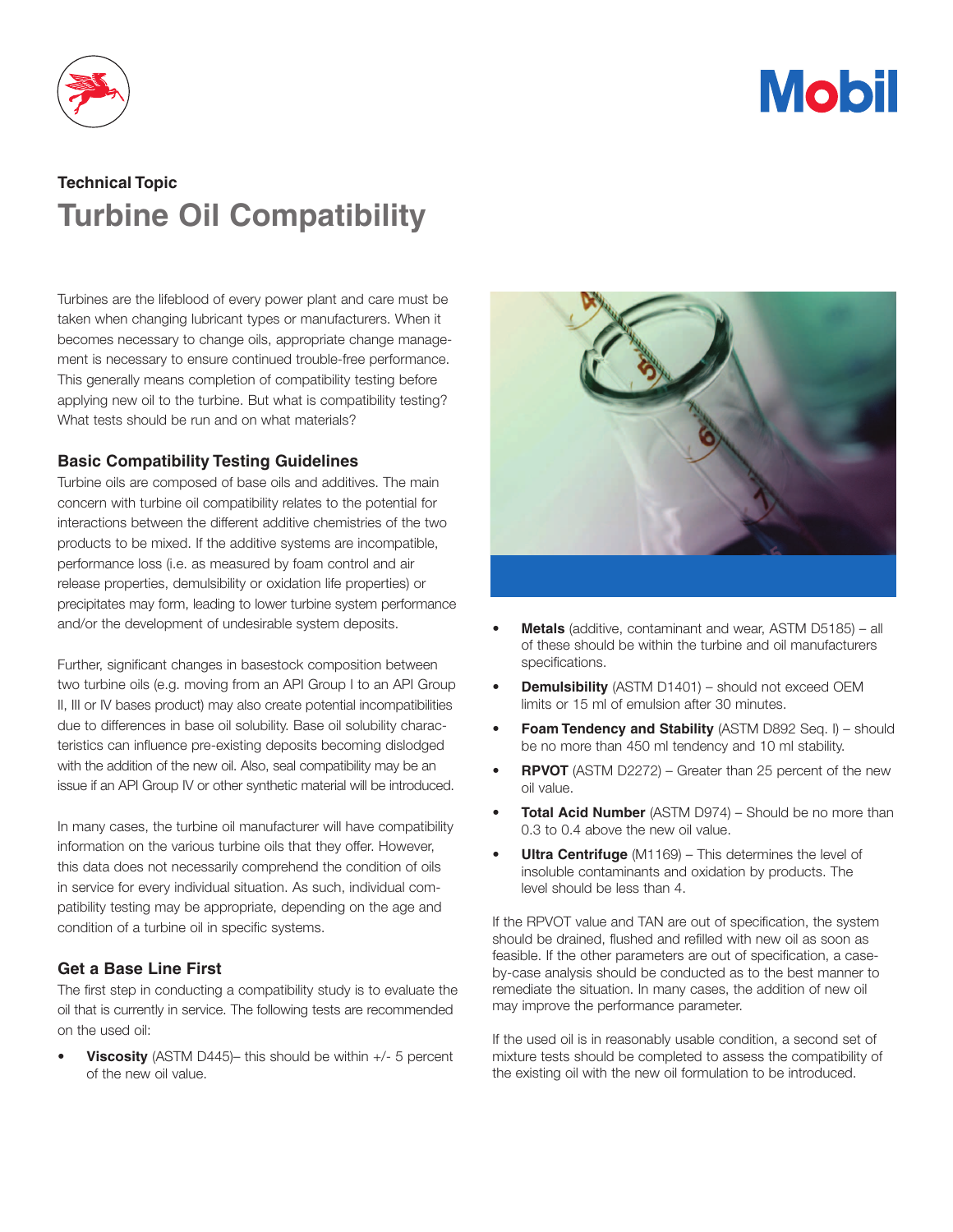Technical Topic

# Turbine Oil Compatibility

Turbines are the lifeblood of every power plant and care must be taken when changing lubricant types or manufacturers. When it becomes necessary to change oils, appropriate change management is necessary to ensure continued trouble-free performance. This generally means completion of compatibility testing before applying new oil to the turbine. But what is compatibility testing? What tests should be run and on what materials?

## Basic Compatibility Testing Guidelines

Turbine oils are composed of base oils and additives. The main concern with turbine oil compatibility relates to the potential for interactions between the different additive chemistries of the two products to be mixed. If the additive systems are incompatible, performance loss (i.e. as measured by foam control and air release properties, demulsibility or oxidation life properties) or precipitates may form, leading to lower turbine system performance and/or the development of undesirable system deposits.

Further, significant changes in basestock composition between two turbine oils (e.g. moving from an API Group I to an API Group II, III or IV bases product) may also create potential incompatibilities due to differences in base oil solubility. Base oil solubility characteristics can influence pre-existing deposits becoming dislodged with the addition of the new oil. Also, seal compatibility may be an issue if an API Group IV or other synthetic material will be introduced.

In many cases, the turbine oil manufacturer will have compatibility information on the various turbine oils that they offer. However, this data does not necessarily comprehend the condition of oils in service for every individual situation. As such, individual compatibility testing may be appropriate, depending on the age and condition of a turbine oil in specific systems.

## Get a Base Line First

The first step in conducting a compatibility study is to evaluate the oil that is currently in service. The following tests are recommended on the used oil:

- **Viscosity** (ASTM D445)– this should be within +/- 5 percent of the new oil value.
- **Metals** (additive, contaminant and wear, ASTM D5185) – all of these should be within the turbine and oil manufacturers specifications.
- **Demulsibility** (ASTM D1401) – should not exceed OEM limits or 15 ml of emulsion after 30 minutes.
- **Foam Tendency and Stability** (ASTM D892 Seq. I) – should be no more than 450 ml tendency and 10 ml stability.
- **RPVOT** (ASTM D2272) – Greater than 25 percent of the new oil value.
- **Total Acid Number** (ASTM D974) – Should be no more than 0.3 to 0.4 above the new oil value.
- **Ultra Centrifuge** (M1169) – This determines the level of insoluble contaminants and oxidation by products. The level should be less than 4.

If the RPVOT value and TAN are out of specification, the system should be drained, flushed and refilled with new oil as soon as feasible. If the other parameters are out of specification, a case-by-case analysis should be conducted as to the best manner to remediate the situation. In many cases, the addition of new oil may improve the performance parameter.

If the used oil is in reasonably usable condition, a second set of mixture tests should be completed to assess the compatibility of the existing oil with the new oil formulation to be introduced.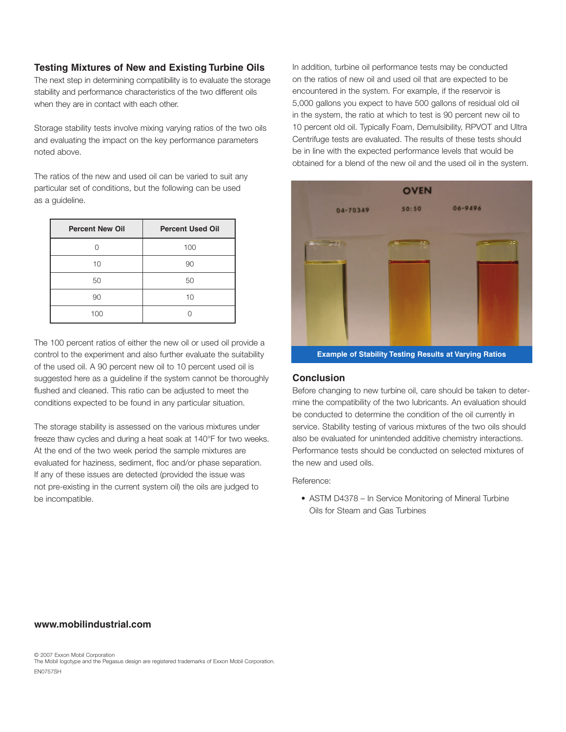## Testing Mixtures of New and Existing Turbine Oils

The next step in determining compatibility is to evaluate the storage stability and performance characteristics of the two different oils when they are in contact with each other.

Storage stability tests involve mixing varying ratios of the two oils and evaluating the impact on the key performance parameters noted above.

The ratios of the new and used oil can be varied to suit any particular set of conditions, but the following can be used as a guideline.

| Percent New Oil | Percent Used Oil |
| --- | --- |
| 0 | 100 |
| 10 | 90 |
| 50 | 50 |
| 90 | 10 |
| 100 | 0 |

The 100 percent ratios of either the new oil or used oil provide a control to the experiment and also further evaluate the suitability of the used oil. A 90 percent new oil to 10 percent used oil is suggested here as a guideline if the system cannot be thoroughly flushed and cleaned. This ratio can be adjusted to meet the conditions expected to be found in any particular situation.

The storage stability is assessed on the various mixtures under freeze thaw cycles and during a heat soak at 140°F for two weeks. At the end of the two week period the sample mixtures are evaluated for haziness, sediment, floc and/or phase separation. If any of these issues are detected (provided the issue was not pre-existing in the current system oil) the oils are judged to be incompatible.

In addition, turbine oil performance tests may be conducted on the ratios of new oil and used oil that are expected to be encountered in the system. For example, if the reservoir is 5,000 gallons you expect to have 500 gallons of residual old oil in the system, the ratio at which to test is 90 percent new oil to 10 percent old oil. Typically Foam, Demulsibility, RPVOT and Ultra Centrifuge tests are evaluated. The results of these tests should be in line with the expected performance levels that would be obtained for a blend of the new oil and the used oil in the system.

OVEN

04-70349

50:50

06-9496

Example of Stability Testing Results at Varying Ratios

## Conclusion

Before changing to new turbine oil, care should be taken to determine the compatibility of the two lubricants. An evaluation should be conducted to determine the condition of the oil currently in service. Stability testing of various mixtures of the two oils should also be evaluated for unintended additive chemistry interactions. Performance tests should be conducted on selected mixtures of the new and used oils.

Reference:

- ASTM D4378 – In Service Monitoring of Mineral Turbine Oils for Steam and Gas Turbines

**www.mobilindustrial.com**

© 2007 Exxon Mobil Corporation
The Mobil logotype and the Pegasus design are registered trademarks of Exxon Mobil Corporation.
EN0757SH